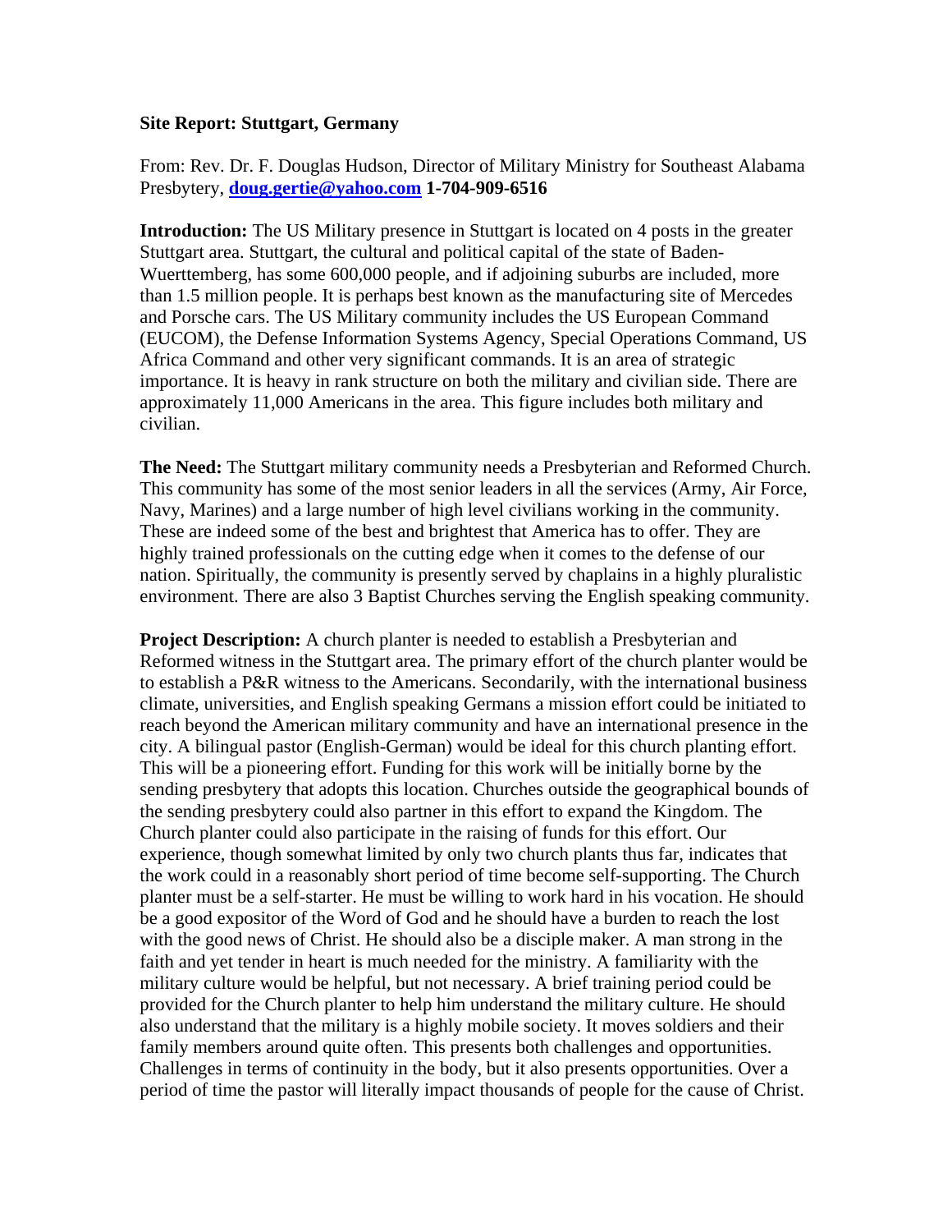**Site Report: Stuttgart, Germany**

From: Rev. Dr. F. Douglas Hudson, Director of Military Ministry for Southeast Alabama Presbytery, **doug.gertie@yahoo.com 1-704-909-6516**

**Introduction:** The US Military presence in Stuttgart is located on 4 posts in the greater Stuttgart area. Stuttgart, the cultural and political capital of the state of Baden-Wuerttemberg, has some 600,000 people, and if adjoining suburbs are included, more than 1.5 million people. It is perhaps best known as the manufacturing site of Mercedes and Porsche cars. The US Military community includes the US European Command (EUCOM), the Defense Information Systems Agency, Special Operations Command, US Africa Command and other very significant commands. It is an area of strategic importance. It is heavy in rank structure on both the military and civilian side. There are approximately 11,000 Americans in the area. This figure includes both military and civilian.

**The Need:** The Stuttgart military community needs a Presbyterian and Reformed Church. This community has some of the most senior leaders in all the services (Army, Air Force, Navy, Marines) and a large number of high level civilians working in the community. These are indeed some of the best and brightest that America has to offer. They are highly trained professionals on the cutting edge when it comes to the defense of our nation. Spiritually, the community is presently served by chaplains in a highly pluralistic environment. There are also 3 Baptist Churches serving the English speaking community.

**Project Description:** A church planter is needed to establish a Presbyterian and Reformed witness in the Stuttgart area. The primary effort of the church planter would be to establish a P&R witness to the Americans. Secondarily, with the international business climate, universities, and English speaking Germans a mission effort could be initiated to reach beyond the American military community and have an international presence in the city. A bilingual pastor (English-German) would be ideal for this church planting effort. This will be a pioneering effort. Funding for this work will be initially borne by the sending presbytery that adopts this location. Churches outside the geographical bounds of the sending presbytery could also partner in this effort to expand the Kingdom. The Church planter could also participate in the raising of funds for this effort. Our experience, though somewhat limited by only two church plants thus far, indicates that the work could in a reasonably short period of time become self-supporting. The Church planter must be a self-starter. He must be willing to work hard in his vocation. He should be a good expositor of the Word of God and he should have a burden to reach the lost with the good news of Christ. He should also be a disciple maker. A man strong in the faith and yet tender in heart is much needed for the ministry. A familiarity with the military culture would be helpful, but not necessary. A brief training period could be provided for the Church planter to help him understand the military culture. He should also understand that the military is a highly mobile society. It moves soldiers and their family members around quite often. This presents both challenges and opportunities. Challenges in terms of continuity in the body, but it also presents opportunities. Over a period of time the pastor will literally impact thousands of people for the cause of Christ.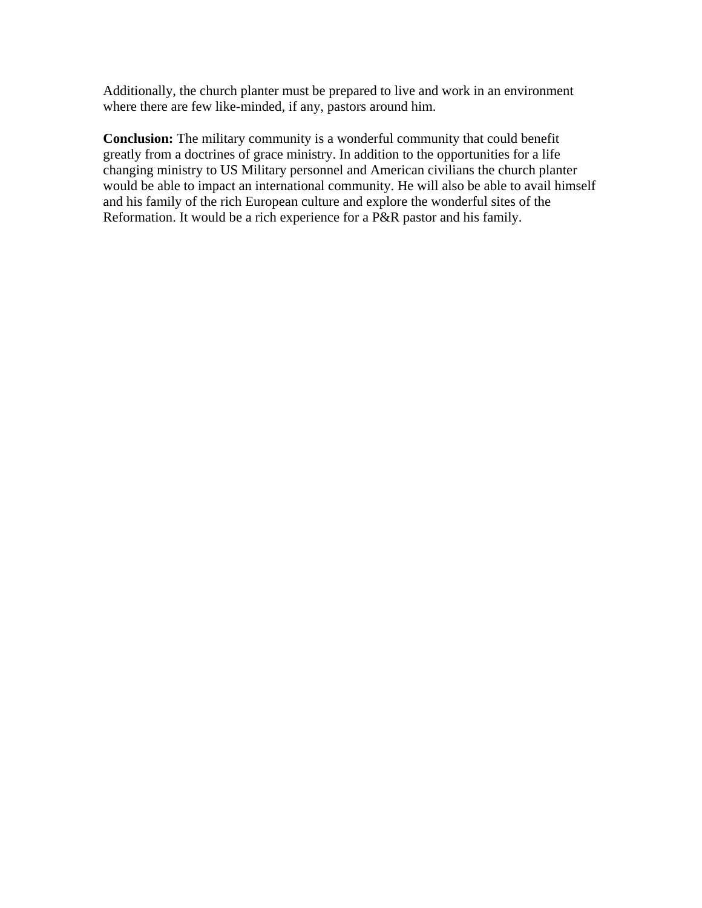Additionally, the church planter must be prepared to live and work in an environment where there are few like-minded, if any, pastors around him.

**Conclusion:** The military community is a wonderful community that could benefit greatly from a doctrines of grace ministry. In addition to the opportunities for a life changing ministry to US Military personnel and American civilians the church planter would be able to impact an international community. He will also be able to avail himself and his family of the rich European culture and explore the wonderful sites of the Reformation. It would be a rich experience for a P&R pastor and his family.